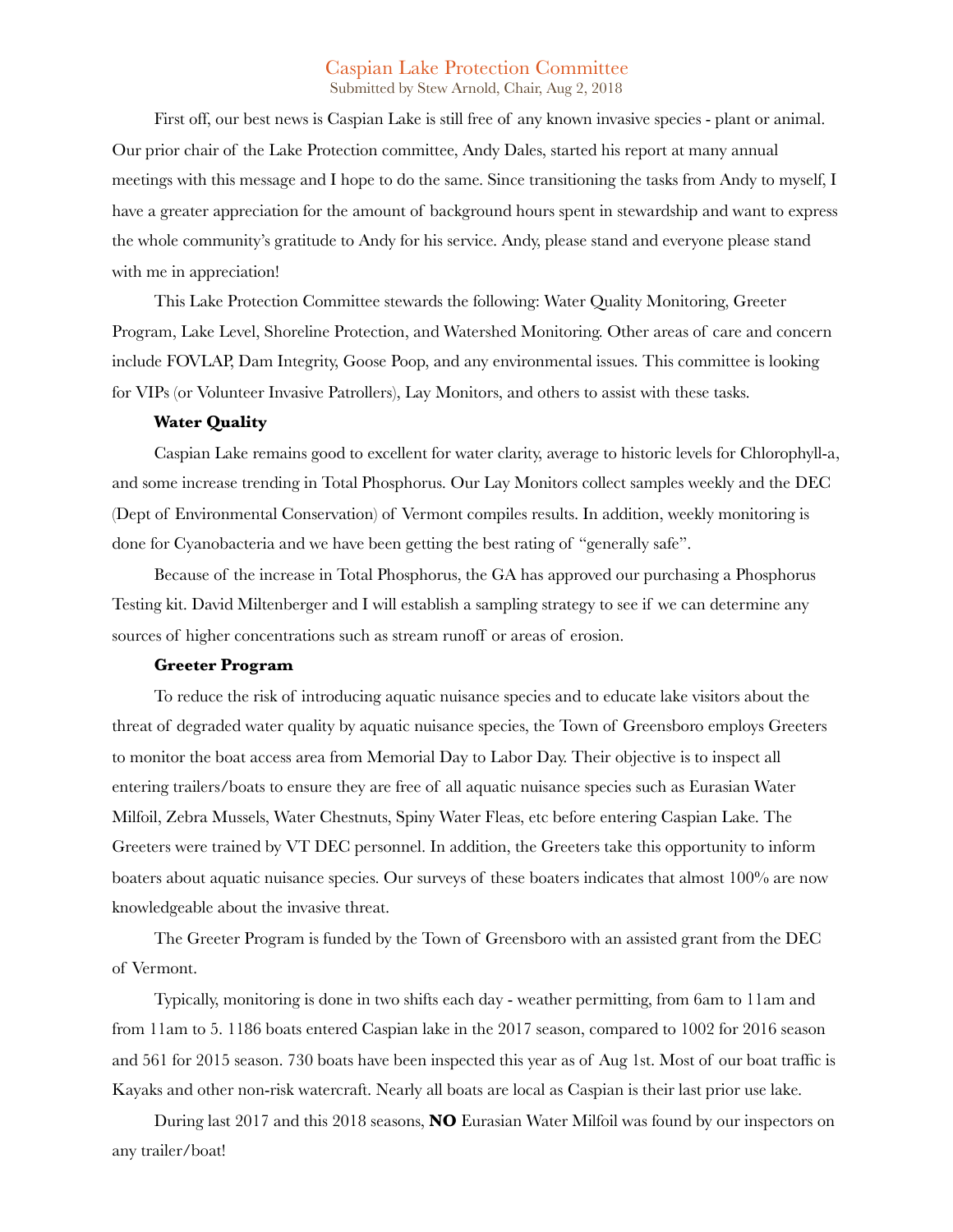# Caspian Lake Protection Committee

Submitted by Stew Arnold, Chair, Aug 2, 2018

First off, our best news is Caspian Lake is still free of any known invasive species - plant or animal. Our prior chair of the Lake Protection committee, Andy Dales, started his report at many annual meetings with this message and I hope to do the same. Since transitioning the tasks from Andy to myself, I have a greater appreciation for the amount of background hours spent in stewardship and want to express the whole community's gratitude to Andy for his service. Andy, please stand and everyone please stand with me in appreciation!

This Lake Protection Committee stewards the following: Water Quality Monitoring, Greeter Program, Lake Level, Shoreline Protection, and Watershed Monitoring. Other areas of care and concern include FOVLAP, Dam Integrity, Goose Poop, and any environmental issues. This committee is looking for VIPs (or Volunteer Invasive Patrollers), Lay Monitors, and others to assist with these tasks.

**Water Quality**

Caspian Lake remains good to excellent for water clarity, average to historic levels for Chlorophyll-a, and some increase trending in Total Phosphorus. Our Lay Monitors collect samples weekly and the DEC (Dept of Environmental Conservation) of Vermont compiles results. In addition, weekly monitoring is done for Cyanobacteria and we have been getting the best rating of "generally safe".

Because of the increase in Total Phosphorus, the GA has approved our purchasing a Phosphorus Testing kit. David Miltenberger and I will establish a sampling strategy to see if we can determine any sources of higher concentrations such as stream runoff or areas of erosion.

**Greeter Program**

To reduce the risk of introducing aquatic nuisance species and to educate lake visitors about the threat of degraded water quality by aquatic nuisance species, the Town of Greensboro employs Greeters to monitor the boat access area from Memorial Day to Labor Day. Their objective is to inspect all entering trailers/boats to ensure they are free of all aquatic nuisance species such as Eurasian Water Milfoil, Zebra Mussels, Water Chestnuts, Spiny Water Fleas, etc before entering Caspian Lake. The Greeters were trained by VT DEC personnel. In addition, the Greeters take this opportunity to inform boaters about aquatic nuisance species. Our surveys of these boaters indicates that almost 100% are now knowledgeable about the invasive threat.

The Greeter Program is funded by the Town of Greensboro with an assisted grant from the DEC of Vermont.

Typically, monitoring is done in two shifts each day - weather permitting, from 6am to 11am and from 11am to 5. 1186 boats entered Caspian lake in the 2017 season, compared to 1002 for 2016 season and 561 for 2015 season. 730 boats have been inspected this year as of Aug 1st. Most of our boat traffic is Kayaks and other non-risk watercraft. Nearly all boats are local as Caspian is their last prior use lake.

During last 2017 and this 2018 seasons, **NO** Eurasian Water Milfoil was found by our inspectors on any trailer/boat!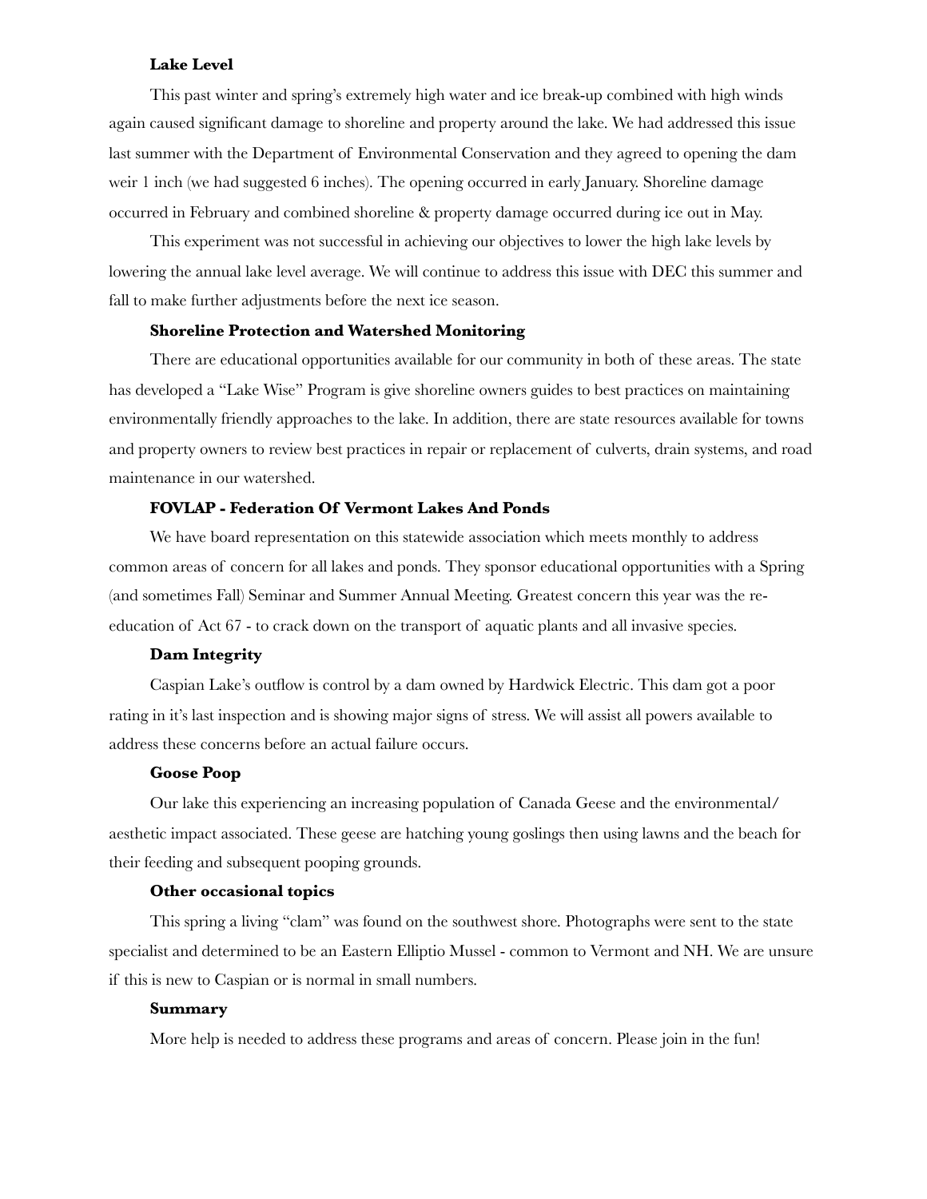**Lake Level**

This past winter and spring's extremely high water and ice break-up combined with high winds again caused significant damage to shoreline and property around the lake. We had addressed this issue last summer with the Department of Environmental Conservation and they agreed to opening the dam weir 1 inch (we had suggested 6 inches). The opening occurred in early January. Shoreline damage occurred in February and combined shoreline & property damage occurred during ice out in May.

This experiment was not successful in achieving our objectives to lower the high lake levels by lowering the annual lake level average. We will continue to address this issue with DEC this summer and fall to make further adjustments before the next ice season.

**Shoreline Protection and Watershed Monitoring**

There are educational opportunities available for our community in both of these areas. The state has developed a "Lake Wise" Program is give shoreline owners guides to best practices on maintaining environmentally friendly approaches to the lake. In addition, there are state resources available for towns and property owners to review best practices in repair or replacement of culverts, drain systems, and road maintenance in our watershed.

**FOVLAP - Federation Of Vermont Lakes And Ponds**

We have board representation on this statewide association which meets monthly to address common areas of concern for all lakes and ponds. They sponsor educational opportunities with a Spring (and sometimes Fall) Seminar and Summer Annual Meeting. Greatest concern this year was the re-education of Act 67 - to crack down on the transport of aquatic plants and all invasive species.

**Dam Integrity**

Caspian Lake's outflow is control by a dam owned by Hardwick Electric. This dam got a poor rating in it's last inspection and is showing major signs of stress. We will assist all powers available to address these concerns before an actual failure occurs.

**Goose Poop**

Our lake this experiencing an increasing population of Canada Geese and the environmental/aesthetic impact associated. These geese are hatching young goslings then using lawns and the beach for their feeding and subsequent pooping grounds.

**Other occasional topics**

This spring a living "clam" was found on the southwest shore. Photographs were sent to the state specialist and determined to be an Eastern Elliptio Mussel - common to Vermont and NH. We are unsure if this is new to Caspian or is normal in small numbers.

**Summary**

More help is needed to address these programs and areas of concern. Please join in the fun!